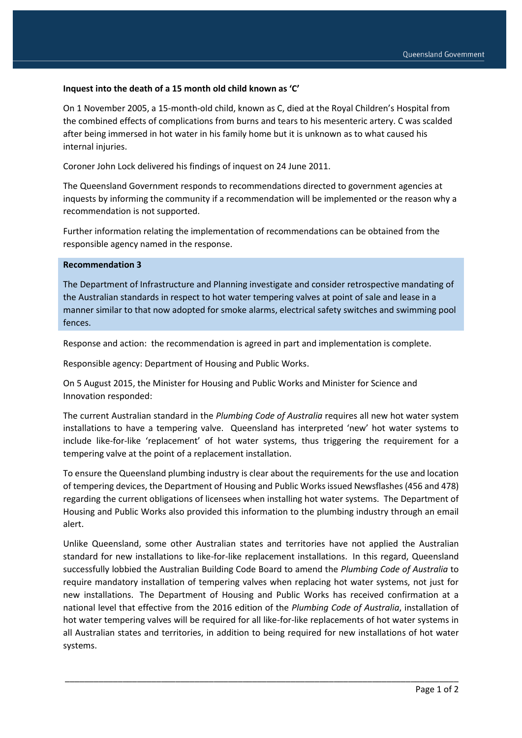**Inquest into the death of a 15 month old child known as 'C'**

On 1 November 2005, a 15-month-old child, known as C, died at the Royal Children's Hospital from the combined effects of complications from burns and tears to his mesenteric artery. C was scalded after being immersed in hot water in his family home but it is unknown as to what caused his internal injuries.

Coroner John Lock delivered his findings of inquest on 24 June 2011.

The Queensland Government responds to recommendations directed to government agencies at inquests by informing the community if a recommendation will be implemented or the reason why a recommendation is not supported.

Further information relating the implementation of recommendations can be obtained from the responsible agency named in the response.

**Recommendation 3**

The Department of Infrastructure and Planning investigate and consider retrospective mandating of the Australian standards in respect to hot water tempering valves at point of sale and lease in a manner similar to that now adopted for smoke alarms, electrical safety switches and swimming pool fences.

Response and action: the recommendation is agreed in part and implementation is complete.

Responsible agency: Department of Housing and Public Works.

On 5 August 2015, the Minister for Housing and Public Works and Minister for Science and Innovation responded:

The current Australian standard in the *Plumbing Code of Australia* requires all new hot water system installations to have a tempering valve. Queensland has interpreted 'new' hot water systems to include like-for-like 'replacement' of hot water systems, thus triggering the requirement for a tempering valve at the point of a replacement installation.

To ensure the Queensland plumbing industry is clear about the requirements for the use and location of tempering devices, the Department of Housing and Public Works issued Newsflashes (456 and 478) regarding the current obligations of licensees when installing hot water systems. The Department of Housing and Public Works also provided this information to the plumbing industry through an email alert.

Unlike Queensland, some other Australian states and territories have not applied the Australian standard for new installations to like-for-like replacement installations. In this regard, Queensland successfully lobbied the Australian Building Code Board to amend the *Plumbing Code of Australia* to require mandatory installation of tempering valves when replacing hot water systems, not just for new installations. The Department of Housing and Public Works has received confirmation at a national level that effective from the 2016 edition of the *Plumbing Code of Australia*, installation of hot water tempering valves will be required for all like-for-like replacements of hot water systems in all Australian states and territories, in addition to being required for new installations of hot water systems.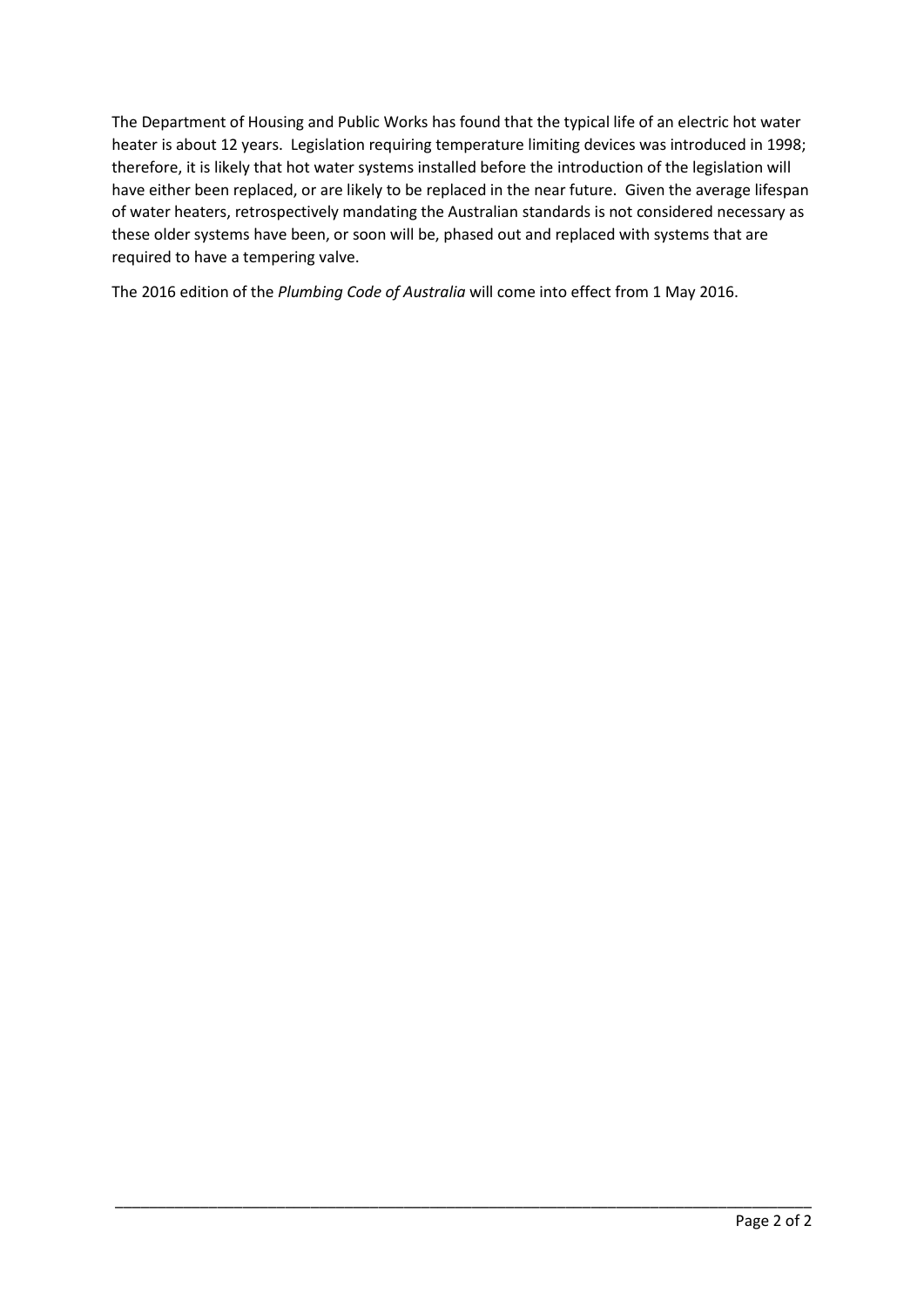The Department of Housing and Public Works has found that the typical life of an electric hot water heater is about 12 years. Legislation requiring temperature limiting devices was introduced in 1998; therefore, it is likely that hot water systems installed before the introduction of the legislation will have either been replaced, or are likely to be replaced in the near future. Given the average lifespan of water heaters, retrospectively mandating the Australian standards is not considered necessary as these older systems have been, or soon will be, phased out and replaced with systems that are required to have a tempering valve.

The 2016 edition of the *Plumbing Code of Australia* will come into effect from 1 May 2016.